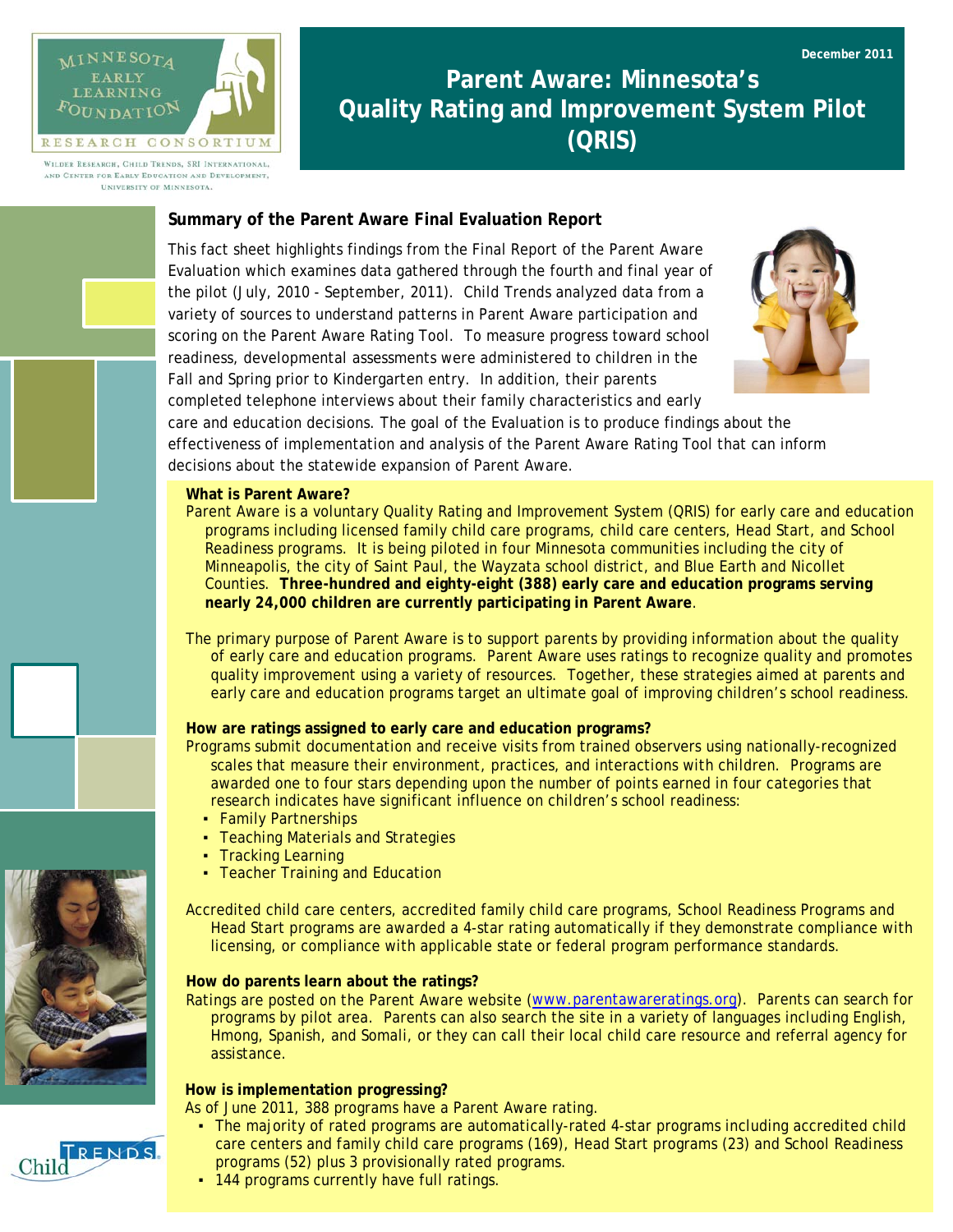December 2011

# Parent Aware: Minnesota's Quality Rating and Improvement System Pilot (QRIS)

MINNESOTA EARLY LEARNING FOUNDATION RESEARCH CONSORTIUM

WILDER RESEARCH, CHILD TRENDS, SRI INTERNATIONAL, AND CENTER FOR EARLY EDUCATION AND DEVELOPMENT, UNIVERSITY OF MINNESOTA.

## Summary of the Parent Aware Final Evaluation Report

This fact sheet highlights findings from the Final Report of the Parent Aware Evaluation which examines data gathered through the fourth and final year of the pilot (July, 2010 - September, 2011). Child Trends analyzed data from a variety of sources to understand patterns in Parent Aware participation and scoring on the Parent Aware Rating Tool. To measure progress toward school readiness, developmental assessments were administered to children in the Fall and Spring prior to Kindergarten entry. In addition, their parents completed telephone interviews about their family characteristics and early care and education decisions. The goal of the Evaluation is to produce findings about the effectiveness of implementation and analysis of the Parent Aware Rating Tool that can inform decisions about the statewide expansion of Parent Aware.

### What is Parent Aware?

Parent Aware is a voluntary Quality Rating and Improvement System (QRIS) for early care and education programs including licensed family child care programs, child care centers, Head Start, and School Readiness programs. It is being piloted in four Minnesota communities including the city of Minneapolis, the city of Saint Paul, the Wayzata school district, and Blue Earth and Nicollet Counties. **Three-hundred and eighty-eight (388) early care and education programs serving nearly 24,000 children are currently participating in Parent Aware**.

The primary purpose of Parent Aware is to support parents by providing information about the quality of early care and education programs. Parent Aware uses ratings to recognize quality and promotes quality improvement using a variety of resources. Together, these strategies aimed at parents and early care and education programs target an ultimate goal of improving children's school readiness.

### How are ratings assigned to early care and education programs?

Programs submit documentation and receive visits from trained observers using nationally-recognized scales that measure their environment, practices, and interactions with children. Programs are awarded one to four stars depending upon the number of points earned in four categories that research indicates have significant influence on children's school readiness:

- Family Partnerships
- Teaching Materials and Strategies
- Tracking Learning
- Teacher Training and Education

Accredited child care centers, accredited family child care programs, School Readiness Programs and Head Start programs are awarded a 4-star rating automatically if they demonstrate compliance with licensing, or compliance with applicable state or federal program performance standards.

### How do parents learn about the ratings?

Ratings are posted on the Parent Aware website (www.parentawareratings.org). Parents can search for programs by pilot area. Parents can also search the site in a variety of languages including English, Hmong, Spanish, and Somali, or they can call their local child care resource and referral agency for assistance.

### How is implementation progressing?

As of June 2011, 388 programs have a Parent Aware rating.

- The majority of rated programs are automatically-rated 4-star programs including accredited child care centers and family child care programs (169), Head Start programs (23) and School Readiness programs (52) plus 3 provisionally rated programs.
- 144 programs currently have full ratings.

Child Trends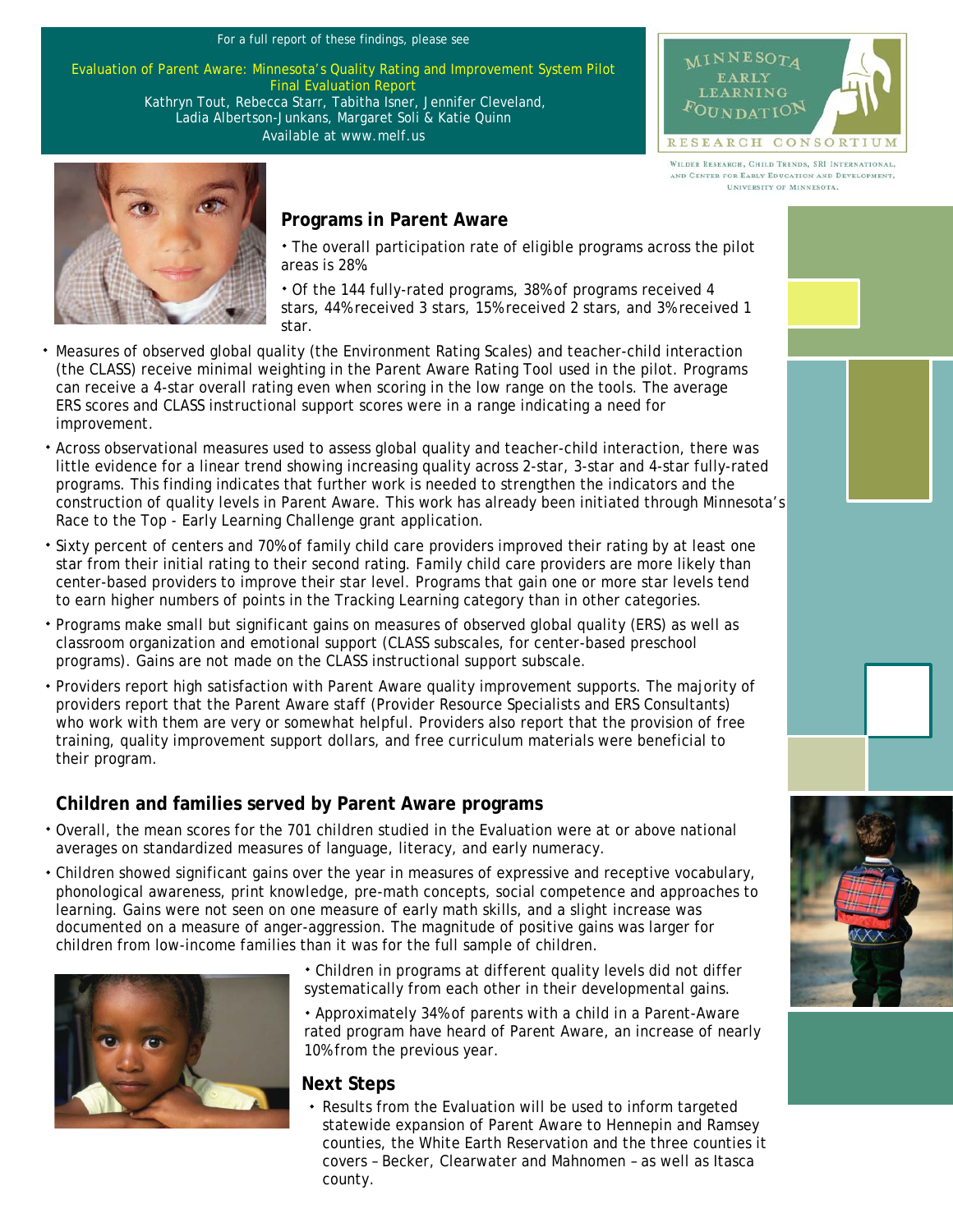For a full report of these findings, please see

Evaluation of Parent Aware: Minnesota's Quality Rating and Improvement System Pilot
Final Evaluation Report
Kathryn Tout, Rebecca Starr, Tabitha Isner, Jennifer Cleveland,
Ladia Albertson-Junkans, Margaret Soli & Katie Quinn
Available at www.melf.us

MINNESOTA EARLY LEARNING FOUNDATION
RESEARCH CONSORTIUM
WILDER RESEARCH, CHILD TRENDS, SRI INTERNATIONAL, AND CENTER FOR EARLY EDUCATION AND DEVELOPMENT, UNIVERSITY OF MINNESOTA.

## Programs in Parent Aware

- The overall participation rate of eligible programs across the pilot areas is 28%.
- Of the 144 fully-rated programs, 38% of programs received 4 stars, 44% received 3 stars, 15% received 2 stars, and 3% received 1 star.
- Measures of observed global quality (the Environment Rating Scales) and teacher-child interaction (the CLASS) receive minimal weighting in the Parent Aware Rating Tool used in the pilot. Programs can receive a 4-star overall rating even when scoring in the low range on the tools. The average ERS scores and CLASS instructional support scores were in a range indicating a need for improvement.
- Across observational measures used to assess global quality and teacher-child interaction, there was little evidence for a linear trend showing increasing quality across 2-star, 3-star and 4-star fully-rated programs. This finding indicates that further work is needed to strengthen the indicators and the construction of quality levels in Parent Aware. This work has already been initiated through Minnesota's Race to the Top - Early Learning Challenge grant application.
- Sixty percent of centers and 70% of family child care providers improved their rating by at least one star from their initial rating to their second rating. Family child care providers are more likely than center-based providers to improve their star level. Programs that gain one or more star levels tend to earn higher numbers of points in the Tracking Learning category than in other categories.
- Programs make small but significant gains on measures of observed global quality (ERS) as well as classroom organization and emotional support (CLASS subscales, for center-based preschool programs). Gains are not made on the CLASS instructional support subscale.
- Providers report high satisfaction with Parent Aware quality improvement supports. The majority of providers report that the Parent Aware staff (Provider Resource Specialists and ERS Consultants) who work with them are very or somewhat helpful. Providers also report that the provision of free training, quality improvement support dollars, and free curriculum materials were beneficial to their program.

## Children and families served by Parent Aware programs

- Overall, the mean scores for the 701 children studied in the Evaluation were at or above national averages on standardized measures of language, literacy, and early numeracy.
- Children showed significant gains over the year in measures of expressive and receptive vocabulary, phonological awareness, print knowledge, pre-math concepts, social competence and approaches to learning. Gains were not seen on one measure of early math skills, and a slight increase was documented on a measure of anger-aggression. The magnitude of positive gains was larger for children from low-income families than it was for the full sample of children.
- Children in programs at different quality levels did not differ systematically from each other in their developmental gains.
- Approximately 34% of parents with a child in a Parent-Aware rated program have heard of Parent Aware, an increase of nearly 10% from the previous year.

## Next Steps

- Results from the Evaluation will be used to inform targeted statewide expansion of Parent Aware to Hennepin and Ramsey counties, the White Earth Reservation and the three counties it covers – Becker, Clearwater and Mahnomen – as well as Itasca county.